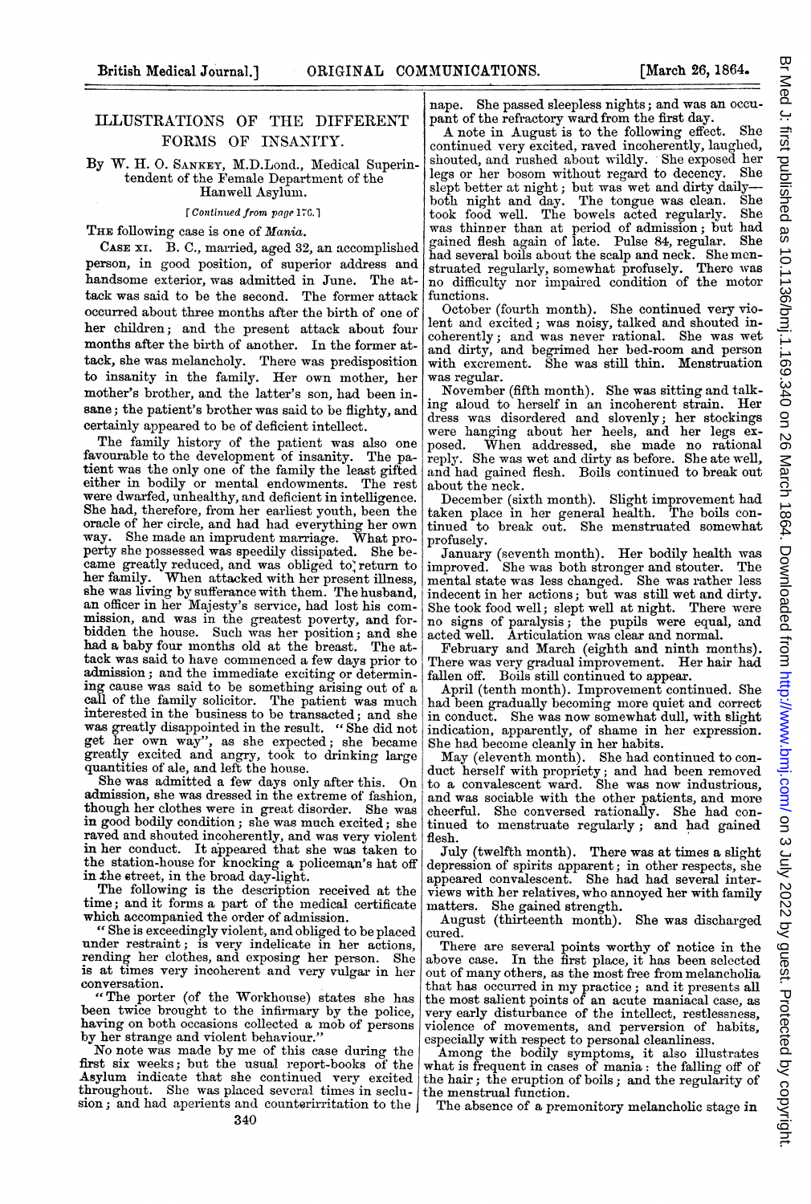# ILLUSTRATIONS OF THE DIFFERENT FORMS OF INSANITY.

By W. H. O. Sankey, M.D.Lond., Medical Superintendent of the Female Department of the Hanwell Asylum.

[*Continued from page* 176.]

The following case is one of *Mania.*

Case XI. B. C., married, aged 32, an accomplished person, in good position, of superior address and handsome exterior, was admitted in June. The attack was said to be the second. The former attack occurred about three months after the birth of one of her children; and the present attack about four months after the birth of another. In the former attack, she was melancholy. There was predisposition to insanity in the family. Her own mother, her mother's brother, and the latter's son, had been insane; the patient's brother was said to be flighty, and certainly appeared to be of deficient intellect.

The family history of the patient was also one favourable to the development of insanity. The patient was the only one of the family the least gifted either in bodily or mental endowments. The rest were dwarfed, unhealthy, and deficient in intelligence. She had, therefore, from her earliest youth, been the oracle of her circle, and had had everything her own way. She made an imprudent marriage. What property she possessed was speedily dissipated. She became greatly reduced, and was obliged to return to her family. When attacked with her present illness, she was living by sufferance with them. The husband, an officer in her Majesty's service, had lost his commission, and was in the greatest poverty, and forbidden the house. Such was her position; and she had a baby four months old at the breast. The attack was said to have commenced a few days prior to admission; and the immediate exciting or determining cause was said to be something arising out of a call of the family solicitor. The patient was much interested in the business to be transacted; and she was greatly disappointed in the result. "She did not get her own way", as she expected; she became greatly excited and angry, took to drinking large quantities of ale, and left the house.

She was admitted a few days only after this. On admission, she was dressed in the extreme of fashion, though her clothes were in great disorder. She was in good bodily condition; she was much excited; she raved and shouted incoherently, and was very violent in her conduct. It appeared that she was taken to the station-house for knocking a policeman's hat off in the street, in the broad day-light.

The following is the description received at the time; and it forms a part of the medical certificate which accompanied the order of admission.

"She is exceedingly violent, and obliged to be placed under restraint; is very indelicate in her actions, rending her clothes, and exposing her person. She is at times very incoherent and very vulgar in her conversation.

"The porter (of the Workhouse) states she has been twice brought to the infirmary by the police, having on both occasions collected a mob of persons by her strange and violent behaviour."

No note was made by me of this case during the first six weeks; but the usual report-books of the Asylum indicate that she continued very excited throughout. She was placed several times in seclusion; and had aperients and counterirritation to the nape. She passed sleepless nights; and was an occupant of the refractory ward from the first day.

A note in August is to the following effect. She continued very excited, raved incoherently, laughed, shouted, and rushed about wildly. She exposed her legs or her bosom without regard to decency. She slept better at night; but was wet and dirty daily—both night and day. The tongue was clean. She took food well. The bowels acted regularly. She was thinner than at period of admission; but had gained flesh again of late. Pulse 84, regular. She had several boils about the scalp and neck. She menstruated regularly, somewhat profusely. There was no difficulty nor impaired condition of the motor functions.

October (fourth month). She continued very violent and excited; was noisy, talked and shouted incoherently; and was never rational. She was wet and dirty, and begrimed her bed-room and person with excrement. She was still thin. Menstruation was regular.

November (fifth month). She was sitting and talking aloud to herself in an incoherent strain. Her dress was disordered and slovenly; her stockings were hanging about her heels, and her legs exposed. When addressed, she made no rational reply. She was wet and dirty as before. She ate well, and had gained flesh. Boils continued to break out about the neck.

December (sixth month). Slight improvement had taken place in her general health. The boils continued to break out. She menstruated somewhat profusely.

January (seventh month). Her bodily health was improved. She was both stronger and stouter. The mental state was less changed. She was rather less indecent in her actions; but was still wet and dirty. She took food well; slept well at night. There were no signs of paralysis; the pupils were equal, and acted well. Articulation was clear and normal.

February and March (eighth and ninth months). There was very gradual improvement. Her hair had fallen off. Boils still continued to appear.

April (tenth month). Improvement continued. She had been gradually becoming more quiet and correct in conduct. She was now somewhat dull, with slight indication, apparently, of shame in her expression. She had become cleanly in her habits.

May (eleventh month). She had continued to conduct herself with propriety; and had been removed to a convalescent ward. She was now industrious, and was sociable with the other patients, and more cheerful. She conversed rationally. She had continued to menstruate regularly; and had gained flesh.

July (twelfth month). There was at times a slight depression of spirits apparent; in other respects, she appeared convalescent. She had had several interviews with her relatives, who annoyed her with family matters. She gained strength.

August (thirteenth month). She was discharged cured.

There are several points worthy of notice in the above case. In the first place, it has been selected out of many others, as the most free from melancholia that has occurred in my practice; and it presents all the most salient points of an acute maniacal case, as very early disturbance of the intellect, restlessness, violence of movements, and perversion of habits, especially with respect to personal cleanliness.

Among the bodily symptoms, it also illustrates what is frequent in cases of mania: the falling off of the hair; the eruption of boils; and the regularity of the menstrual function.

The absence of a premonitory melancholic stage in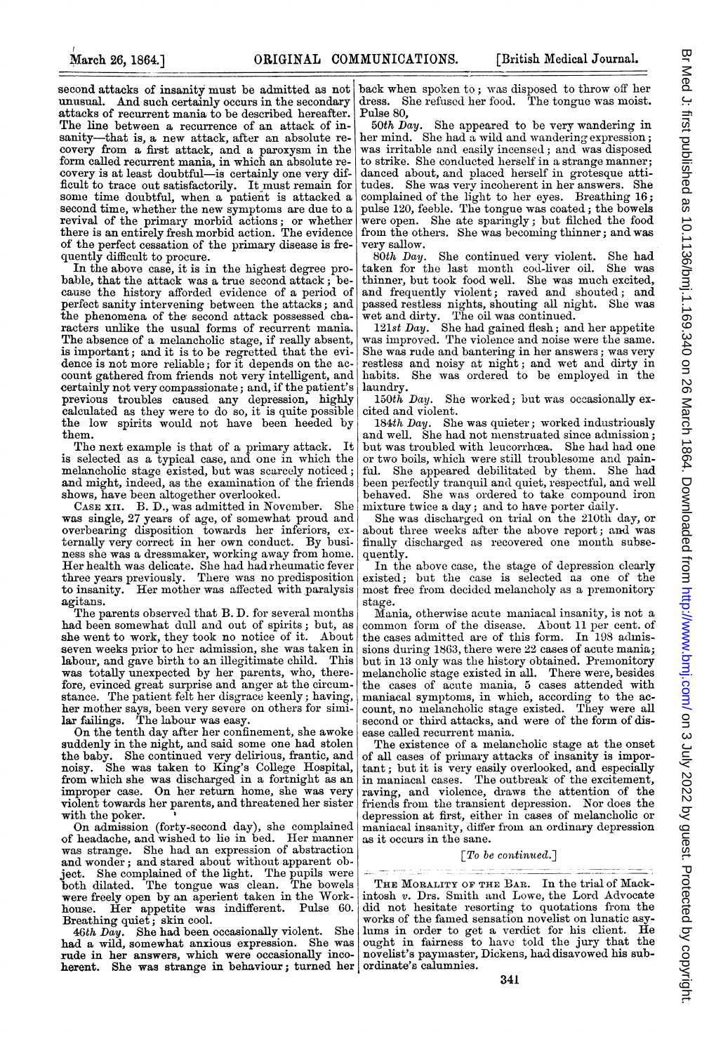second attacks of insanity must be admitted as not unusual. And such certainly occurs in the secondary attacks of recurrent mania to be described hereafter. The line between a recurrence of an attack of insanity—that is, a new attack, after an absolute recovery from a first attack, and a paroxysm in the form called recurrent mania, in which an absolute recovery is at least doubtful—is certainly one very difficult to trace out satisfactorily. It must remain for some time doubtful, when a patient is attacked a second time, whether the new symptoms are due to a revival of the primary morbid actions; or whether there is an entirely fresh morbid action. The evidence of the perfect cessation of the primary disease is frequently difficult to procure.

In the above case, it is in the highest degree probable, that the attack was a true second attack; because the history afforded evidence of a period of perfect sanity intervening between the attacks; and the phenomena of the second attack possessed characters unlike the usual forms of recurrent mania. The absence of a melancholic stage, if really absent, is important; and it is to be regretted that the evidence is not more reliable; for it depends on the account gathered from friends not very intelligent, and certainly not very compassionate; and, if the patient's previous troubles caused any depression, highly calculated as they were to do so, it is quite possible the low spirits would not have been heeded by them.

The next example is that of a primary attack. It is selected as a typical case, and one in which the melancholic stage existed, but was scarcely noticed; and might, indeed, as the examination of the friends shows, have been altogether overlooked.

CASE XII. B. D., was admitted in November. She was single, 27 years of age, of somewhat proud and overbearing disposition towards her inferiors, externally very correct in her own conduct. By business she was a dressmaker, working away from home. Her health was delicate. She had had rheumatic fever three years previously. There was no predisposition to insanity. Her mother was affected with paralysis agitans.

The parents observed that B. D. for several months had been somewhat dull and out of spirits; but, as she went to work, they took no notice of it. About seven weeks prior to her admission, she was taken in labour, and gave birth to an illegitimate child. This was totally unexpected by her parents, who, therefore, evinced great surprise and anger at the circumstance. The patient felt her disgrace keenly; having, her mother says, been very severe on others for similar failings. The labour was easy.

On the tenth day after her confinement, she awoke suddenly in the night, and said some one had stolen the baby. She continued very delirious, frantic, and noisy. She was taken to King's College Hospital, from which she was discharged in a fortnight as an improper case. On her return home, she was very violent towards her parents, and threatened her sister with the poker.

On admission (forty-second day), she complained of headache, and wished to lie in bed. Her manner was strange. She had an expression of abstraction and wonder; and stared about without apparent object. She complained of the light. The pupils were both dilated. The tongue was clean. The bowels were freely open by an aperient taken in the Workhouse. Her appetite was indifferent. Pulse 60. Breathing quiet; skin cool.

*46th Day*. She had been occasionally violent. She had a wild, somewhat anxious expression. She was rude in her answers, which were occasionally incoherent. She was strange in behaviour; turned her back when spoken to; was disposed to throw off her dress. She refused her food. The tongue was moist. Pulse 80.

*50th Day*. She appeared to be very wandering in her mind. She had a wild and wandering expression; was irritable and easily incensed; and was disposed to strike. She conducted herself in a strange manner; danced about, and placed herself in grotesque attitudes. She was very incoherent in her answers. She complained of the light to her eyes. Breathing 16; pulse 120, feeble. The tongue was coated; the bowels were open. She ate sparingly; but filched the food from the others. She was becoming thinner; and was very sallow.

*80th Day*. She continued very violent. She had taken for the last month cod-liver oil. She was thinner, but took food well. She was much excited, and frequently violent; raved and shouted; and passed restless nights, shouting all night. She was wet and dirty. The oil was continued.

*121st Day*. She had gained flesh; and her appetite was improved. The violence and noise were the same. She was rude and bantering in her answers; was very restless and noisy at night; and wet and dirty in habits. She was ordered to be employed in the laundry.

*150th Day*. She worked; but was occasionally excited and violent.

*184th Day*. She was quieter; worked industriously and well. She had not menstruated since admission; but was troubled with leucorrhœa. She had had one or two boils, which were still troublesome and painful. She appeared debilitated by them. She had been perfectly tranquil and quiet, respectful, and well behaved. She was ordered to take compound iron mixture twice a day; and to have porter daily.

She was discharged on trial on the 210th day, or about three weeks after the above report; and was finally discharged as recovered one month subsequently.

In the above case, the stage of depression clearly existed; but the case is selected as one of the most free from decided melancholy as a premonitory stage.

Mania, otherwise acute maniacal insanity, is not a common form of the disease. About 11 per cent. of the cases admitted are of this form. In 198 admissions during 1863, there were 22 cases of acute mania; but in 13 only was the history obtained. Premonitory melancholic stage existed in all. There were, besides the cases of acute mania, 5 cases attended with maniacal symptoms, in which, according to the account, no melancholic stage existed. They were all second or third attacks, and were of the form of disease called recurrent mania.

The existence of a melancholic stage at the onset of all cases of primary attacks of insanity is important; but it is very easily overlooked, and especially in maniacal cases. The outbreak of the excitement, raving, and violence, draws the attention of the friends from the transient depression. Nor does the depression at first, either in cases of melancholic or maniacal insanity, differ from an ordinary depression as it occurs in the sane.

[*To be continued.*]

---

THE MORALITY OF THE BAR. In the trial of Mackintosh *v.* Drs. Smith and Lowe, the Lord Advocate did not hesitate resorting to quotations from the works of the famed sensation novelist on lunatic asylums in order to get a verdict for his client. He ought in fairness to have told the jury that the novelist's paymaster, Dickens, had disavowed his subordinate's calumnies.